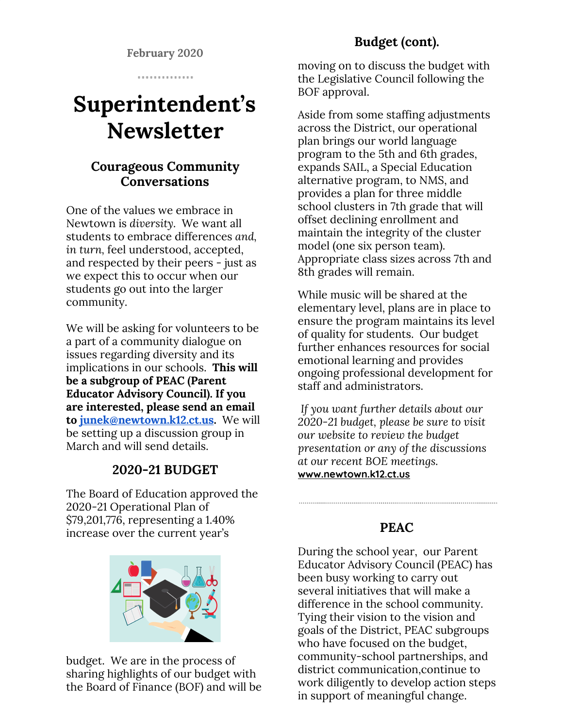February 2020

# Superintendent's Newsletter

## Courageous Community Conversations

One of the values we embrace in Newtown is *diversity*. We want all students to embrace differences *and, in turn*, feel understood, accepted, and respected by their peers - just as we expect this to occur when our students go out into the larger community.

We will be asking for volunteers to be a part of a community dialogue on issues regarding diversity and its implications in our schools. **This will be a subgroup of PEAC (Parent Educator Advisory Council). If you are interested, please send an email to junek@newtown.k12.ct.us.** We will be setting up a discussion group in March and will send details.

## 2020-21 BUDGET

The Board of Education approved the 2020-21 Operational Plan of $79,201,776, representing a 1.40% increase over the current year's budget. We are in the process of sharing highlights of our budget with the Board of Finance (BOF) and will be moving on to discuss the budget with the Legislative Council following the BOF approval.

Aside from some staffing adjustments across the District, our operational plan brings our world language program to the 5th and 6th grades, expands SAIL, a Special Education alternative program, to NMS, and provides a plan for three middle school clusters in 7th grade that will offset declining enrollment and maintain the integrity of the cluster model (one six person team). Appropriate class sizes across 7th and 8th grades will remain.

While music will be shared at the elementary level, plans are in place to ensure the program maintains its level of quality for students. Our budget further enhances resources for social emotional learning and provides ongoing professional development for staff and administrators.

*If you want further details about our 2020-21 budget, please be sure to visit our website to review the budget presentation or any of the discussions at our recent BOE meetings.* **www.newtown.k12.ct.us**

## PEAC

During the school year, our Parent Educator Advisory Council (PEAC) has been busy working to carry out several initiatives that will make a difference in the school community. Tying their vision to the vision and goals of the District, PEAC subgroups who have focused on the budget, community-school partnerships, and district communication,continue to work diligently to develop action steps in support of meaningful change.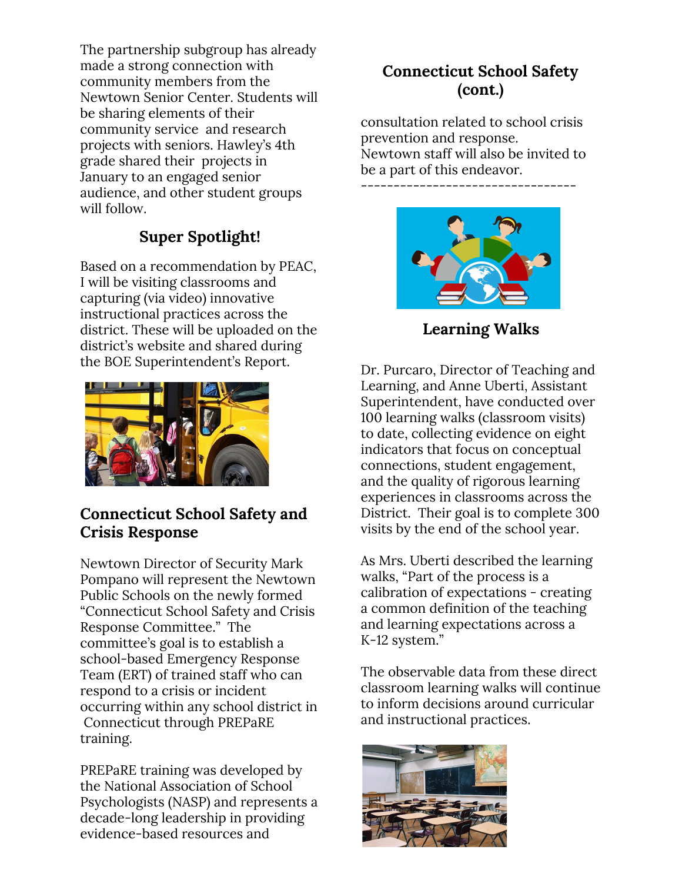The partnership subgroup has already made a strong connection with community members from the Newtown Senior Center. Students will be sharing elements of their community service and research projects with seniors. Hawley's 4th grade shared their projects in January to an engaged senior audience, and other student groups will follow.

## Super Spotlight!

Based on a recommendation by PEAC, I will be visiting classrooms and capturing (via video) innovative instructional practices across the district. These will be uploaded on the district's website and shared during the BOE Superintendent's Report.

## Connecticut School Safety and Crisis Response

Newtown Director of Security Mark Pompano will represent the Newtown Public Schools on the newly formed "Connecticut School Safety and Crisis Response Committee." The committee's goal is to establish a school-based Emergency Response Team (ERT) of trained staff who can respond to a crisis or incident occurring within any school district in Connecticut through PREPaRE training.

PREPaRE training was developed by the National Association of School Psychologists (NASP) and represents a decade-long leadership in providing evidence-based resources and

## Connecticut School Safety (cont.)

consultation related to school crisis prevention and response.
Newtown staff will also be invited to be a part of this endeavor.

---

## Learning Walks

Dr. Purcaro, Director of Teaching and Learning, and Anne Uberti, Assistant Superintendent, have conducted over 100 learning walks (classroom visits) to date, collecting evidence on eight indicators that focus on conceptual connections, student engagement, and the quality of rigorous learning experiences in classrooms across the District. Their goal is to complete 300 visits by the end of the school year.

As Mrs. Uberti described the learning walks, "Part of the process is a calibration of expectations - creating a common definition of the teaching and learning expectations across a K-12 system."

The observable data from these direct classroom learning walks will continue to inform decisions around curricular and instructional practices.